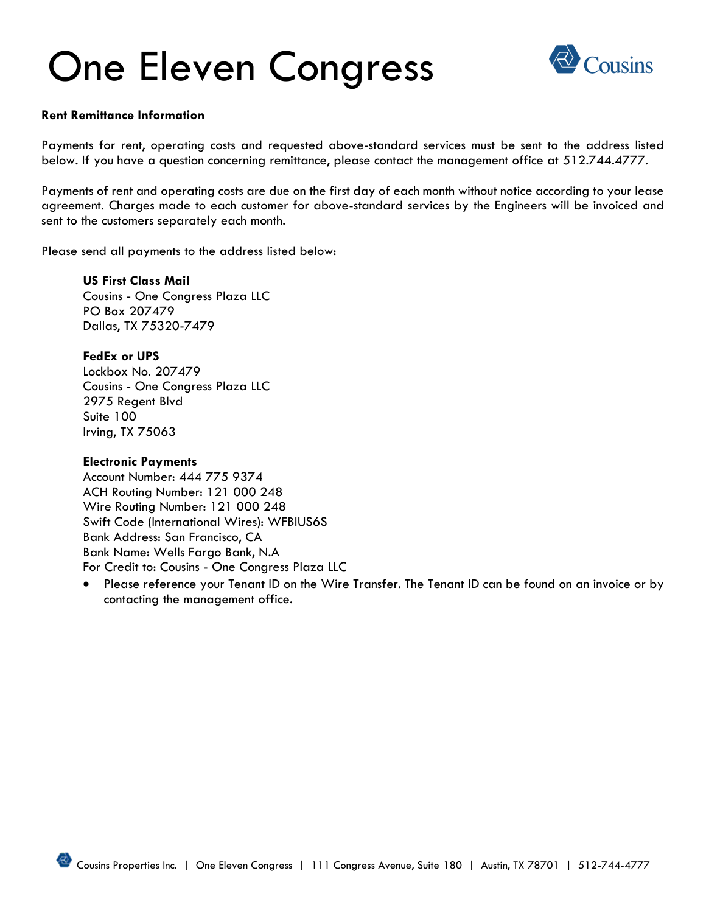# One Eleven Congress

Cousins

**Rent Remittance Information**

Payments for rent, operating costs and requested above-standard services must be sent to the address listed below. If you have a question concerning remittance, please contact the management office at 512.744.4777.

Payments of rent and operating costs are due on the first day of each month without notice according to your lease agreement. Charges made to each customer for above-standard services by the Engineers will be invoiced and sent to the customers separately each month.

Please send all payments to the address listed below:

**US First Class Mail**
Cousins - One Congress Plaza LLC
PO Box 207479
Dallas, TX 75320-7479

**FedEx or UPS**
Lockbox No. 207479
Cousins - One Congress Plaza LLC
2975 Regent Blvd
Suite 100
Irving, TX 75063

**Electronic Payments**
Account Number: 444 775 9374
ACH Routing Number: 121 000 248
Wire Routing Number: 121 000 248
Swift Code (International Wires): WFBIUS6S
Bank Address: San Francisco, CA
Bank Name: Wells Fargo Bank, N.A
For Credit to: Cousins - One Congress Plaza LLC

- Please reference your Tenant ID on the Wire Transfer. The Tenant ID can be found on an invoice or by contacting the management office.

Cousins Properties Inc. | One Eleven Congress | 111 Congress Avenue, Suite 180 | Austin, TX 78701 | 512-744-4777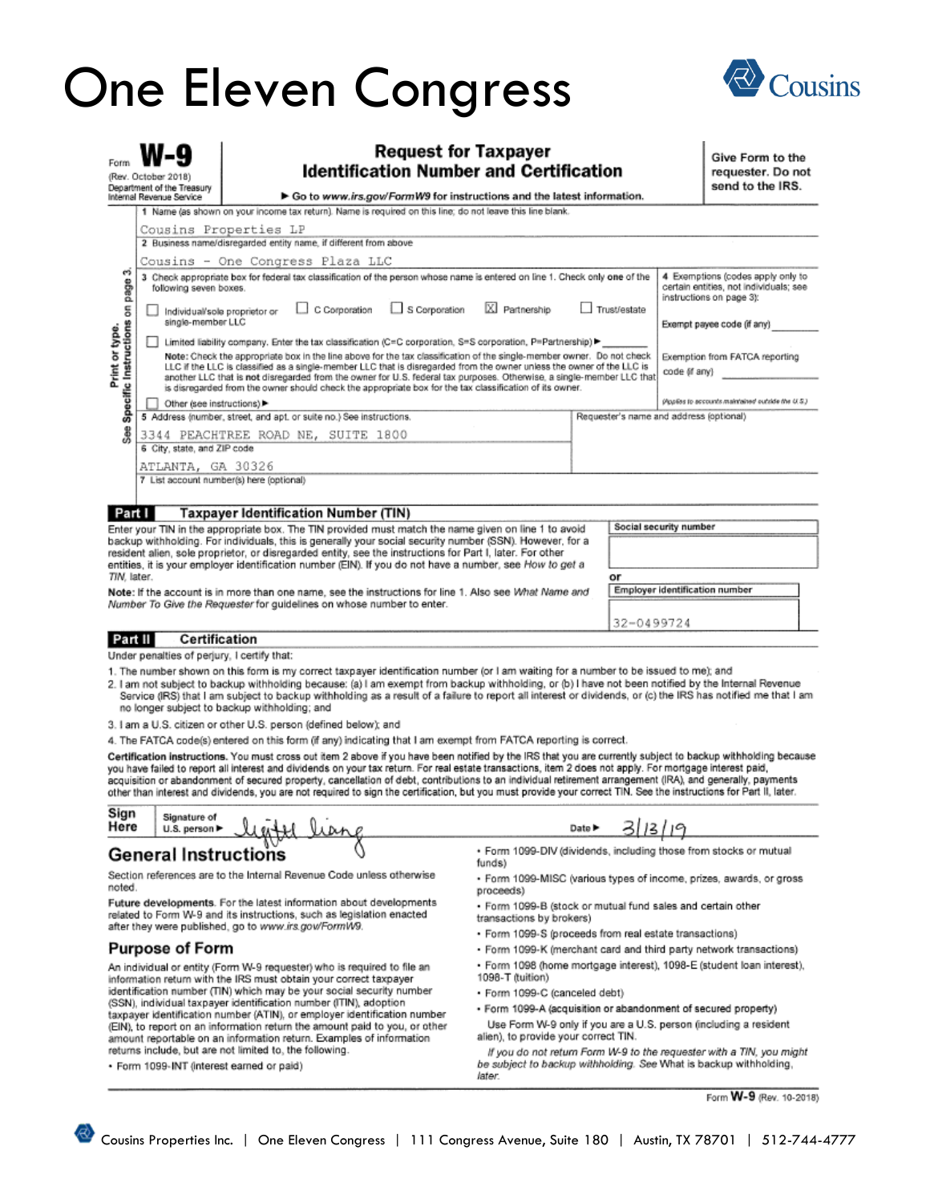# One Eleven Congress

Cousins

Form **W-9**
(Rev. October 2018)
Department of the Treasury
Internal Revenue Service

## Request for Taxpayer Identification Number and Certification

▶ Go to *www.irs.gov/FormW9* for instructions and the latest information.

Give Form to the requester. Do not send to the IRS.

Print or type. See Specific Instructions on page 3.

1 Name (as shown on your income tax return). Name is required on this line; do not leave this line blank.
Cousins Properties LP

2 Business name/disregarded entity name, if different from above
Cousins - One Congress Plaza LLC

3 Check appropriate box for federal tax classification of the person whose name is entered on line 1. Check only **one** of the following seven boxes.

☐ Individual/sole proprietor or single-member LLC ☐ C Corporation ☐ S Corporation ☒ Partnership ☐ Trust/estate

☐ Limited liability company. Enter the tax classification (C=C corporation, S=S corporation, P=Partnership) ▶

**Note:** Check the appropriate box in the line above for the tax classification of the single-member owner. Do not check LLC if the LLC is classified as a single-member LLC that is disregarded from the owner unless the owner of the LLC is another LLC that is **not** disregarded from the owner for U.S. federal tax purposes. Otherwise, a single-member LLC that is disregarded from the owner should check the appropriate box for the tax classification of its owner.

☐ Other (see instructions) ▶

4 Exemptions (codes apply only to certain entities, not individuals; see instructions on page 3):

Exempt payee code (if any)

Exemption from FATCA reporting code (if any)

*(Applies to accounts maintained outside the U.S.)*

5 Address (number, street, and apt. or suite no.) See instructions.
3344 PEACHTREE ROAD NE, SUITE 1800

Requester's name and address (optional)

6 City, state, and ZIP code
ATLANTA, GA 30326

7 List account number(s) here (optional)

### Part I Taxpayer Identification Number (TIN)

Enter your TIN in the appropriate box. The TIN provided must match the name given on line 1 to avoid backup withholding. For individuals, this is generally your social security number (SSN). However, for a resident alien, sole proprietor, or disregarded entity, see the instructions for Part I, later. For other entities, it is your employer identification number (EIN). If you do not have a number, see *How to get a TIN*, later.

**Note:** If the account is in more than one name, see the instructions for line 1. Also see *What Name and Number To Give the Requester* for guidelines on whose number to enter.

Social security number

or

Employer identification number
32-0499724

### Part II Certification

Under penalties of perjury, I certify that:

1. The number shown on this form is my correct taxpayer identification number (or I am waiting for a number to be issued to me); and
2. I am not subject to backup withholding because: (a) I am exempt from backup withholding, or (b) I have not been notified by the Internal Revenue Service (IRS) that I am subject to backup withholding as a result of a failure to report all interest or dividends, or (c) the IRS has notified me that I am no longer subject to backup withholding; and
3. I am a U.S. citizen or other U.S. person (defined below); and
4. The FATCA code(s) entered on this form (if any) indicating that I am exempt from FATCA reporting is correct.

**Certification instructions.** You must cross out item 2 above if you have been notified by the IRS that you are currently subject to backup withholding because you have failed to report all interest and dividends on your tax return. For real estate transactions, item 2 does not apply. For mortgage interest paid, acquisition or abandonment of secured property, cancellation of debt, contributions to an individual retirement arrangement (IRA), and generally, payments other than interest and dividends, you are not required to sign the certification, but you must provide your correct TIN. See the instructions for Part II, later.

**Sign Here** Signature of U.S. person ▶ Lijifel Liang  Date ▶ 3/13/19

## General Instructions

Section references are to the Internal Revenue Code unless otherwise noted.

**Future developments.** For the latest information about developments related to Form W-9 and its instructions, such as legislation enacted after they were published, go to *www.irs.gov/FormW9*.

## Purpose of Form

An individual or entity (Form W-9 requester) who is required to file an information return with the IRS must obtain your correct taxpayer identification number (TIN) which may be your social security number (SSN), individual taxpayer identification number (ITIN), adoption taxpayer identification number (ATIN), or employer identification number (EIN), to report on an information return the amount paid to you, or other amount reportable on an information return. Examples of information returns include, but are not limited to, the following.

- Form 1099-INT (interest earned or paid)
- Form 1099-DIV (dividends, including those from stocks or mutual funds)
- Form 1099-MISC (various types of income, prizes, awards, or gross proceeds)
- Form 1099-B (stock or mutual fund sales and certain other transactions by brokers)
- Form 1099-S (proceeds from real estate transactions)
- Form 1099-K (merchant card and third party network transactions)
- Form 1098 (home mortgage interest), 1098-E (student loan interest), 1098-T (tuition)
- Form 1099-C (canceled debt)
- Form 1099-A (acquisition or abandonment of secured property)

Use Form W-9 only if you are a U.S. person (including a resident alien), to provide your correct TIN.

*If you do not return Form W-9 to the requester with a TIN, you might be subject to backup withholding. See* What is backup withholding, *later.*

Form **W-9** (Rev. 10-2018)

Cousins Properties Inc. | One Eleven Congress | 111 Congress Avenue, Suite 180 | Austin, TX 78701 | 512-744-4777